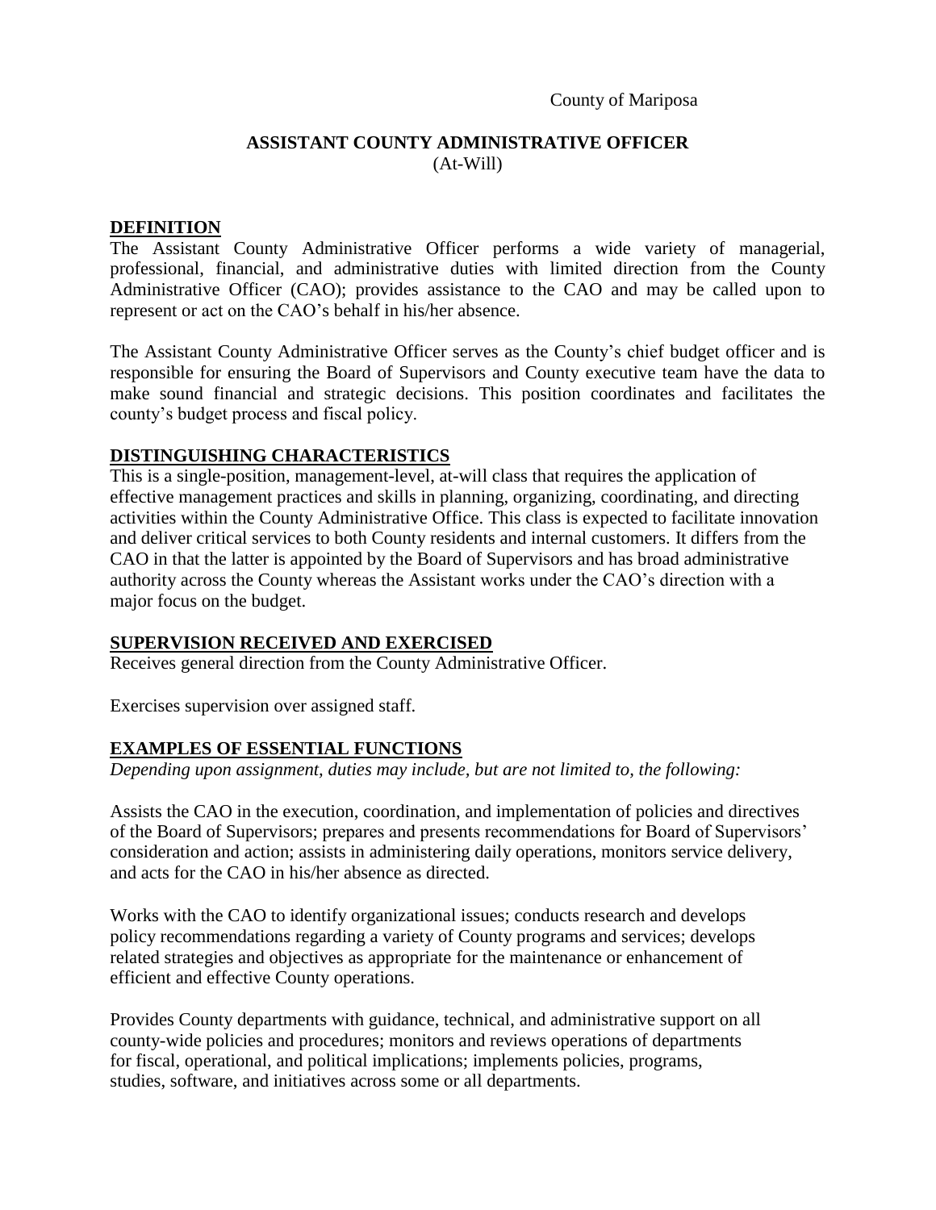County of Mariposa

# ASSISTANT COUNTY ADMINISTRATIVE OFFICER

(At-Will)

## DEFINITION

The Assistant County Administrative Officer performs a wide variety of managerial, professional, financial, and administrative duties with limited direction from the County Administrative Officer (CAO); provides assistance to the CAO and may be called upon to represent or act on the CAO's behalf in his/her absence.

The Assistant County Administrative Officer serves as the County's chief budget officer and is responsible for ensuring the Board of Supervisors and County executive team have the data to make sound financial and strategic decisions. This position coordinates and facilitates the county's budget process and fiscal policy.

## DISTINGUISHING CHARACTERISTICS

This is a single-position, management-level, at-will class that requires the application of effective management practices and skills in planning, organizing, coordinating, and directing activities within the County Administrative Office. This class is expected to facilitate innovation and deliver critical services to both County residents and internal customers. It differs from the CAO in that the latter is appointed by the Board of Supervisors and has broad administrative authority across the County whereas the Assistant works under the CAO's direction with a major focus on the budget.

## SUPERVISION RECEIVED AND EXERCISED

Receives general direction from the County Administrative Officer.

Exercises supervision over assigned staff.

## EXAMPLES OF ESSENTIAL FUNCTIONS

*Depending upon assignment, duties may include, but are not limited to, the following:*

Assists the CAO in the execution, coordination, and implementation of policies and directives of the Board of Supervisors; prepares and presents recommendations for Board of Supervisors' consideration and action; assists in administering daily operations, monitors service delivery, and acts for the CAO in his/her absence as directed.

Works with the CAO to identify organizational issues; conducts research and develops policy recommendations regarding a variety of County programs and services; develops related strategies and objectives as appropriate for the maintenance or enhancement of efficient and effective County operations.

Provides County departments with guidance, technical, and administrative support on all county-wide policies and procedures; monitors and reviews operations of departments for fiscal, operational, and political implications; implements policies, programs, studies, software, and initiatives across some or all departments.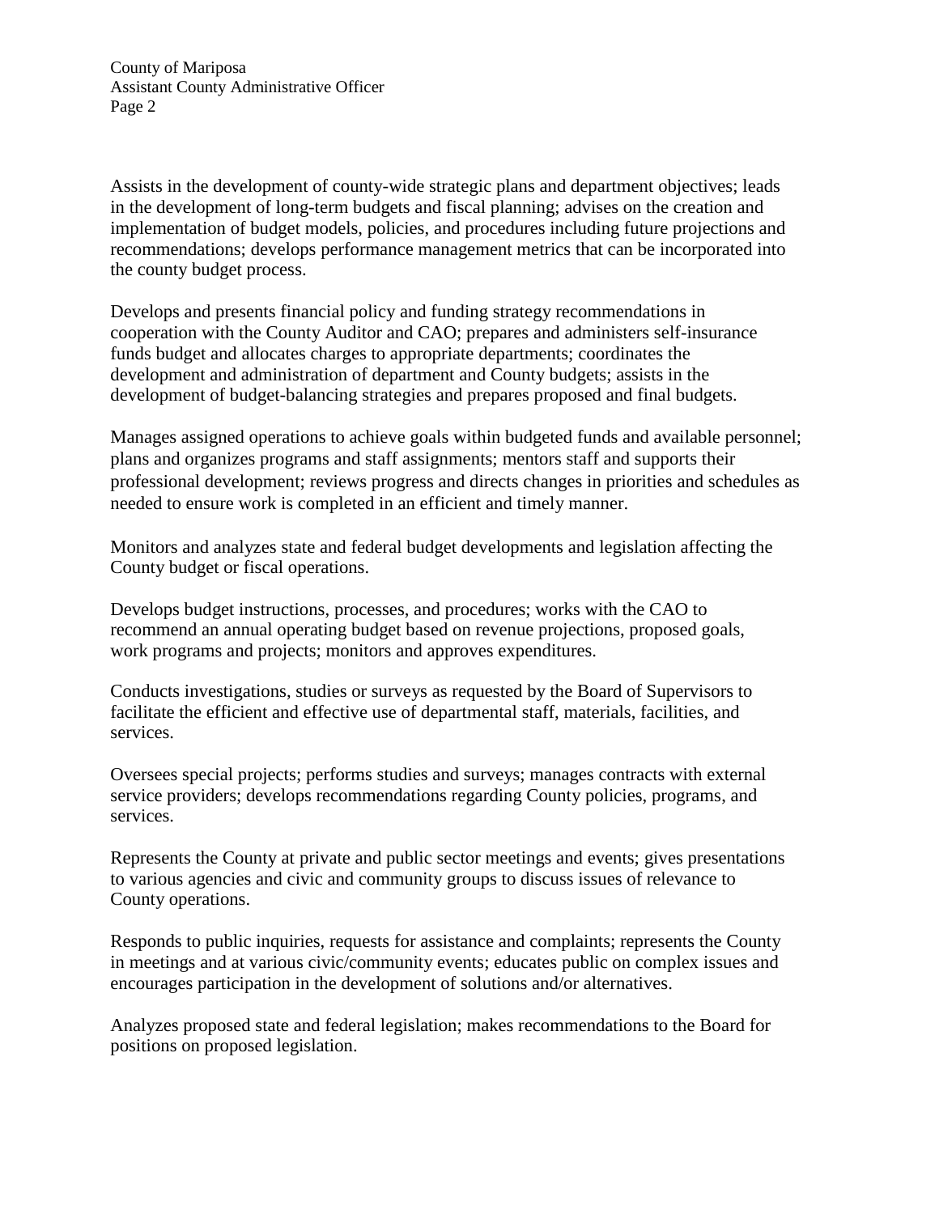Assists in the development of county-wide strategic plans and department objectives; leads in the development of long-term budgets and fiscal planning; advises on the creation and implementation of budget models, policies, and procedures including future projections and recommendations; develops performance management metrics that can be incorporated into the county budget process.

Develops and presents financial policy and funding strategy recommendations in cooperation with the County Auditor and CAO; prepares and administers self-insurance funds budget and allocates charges to appropriate departments; coordinates the development and administration of department and County budgets; assists in the development of budget-balancing strategies and prepares proposed and final budgets.

Manages assigned operations to achieve goals within budgeted funds and available personnel; plans and organizes programs and staff assignments; mentors staff and supports their professional development; reviews progress and directs changes in priorities and schedules as needed to ensure work is completed in an efficient and timely manner.

Monitors and analyzes state and federal budget developments and legislation affecting the County budget or fiscal operations.

Develops budget instructions, processes, and procedures; works with the CAO to recommend an annual operating budget based on revenue projections, proposed goals, work programs and projects; monitors and approves expenditures.

Conducts investigations, studies or surveys as requested by the Board of Supervisors to facilitate the efficient and effective use of departmental staff, materials, facilities, and services.

Oversees special projects; performs studies and surveys; manages contracts with external service providers; develops recommendations regarding County policies, programs, and services.

Represents the County at private and public sector meetings and events; gives presentations to various agencies and civic and community groups to discuss issues of relevance to County operations.

Responds to public inquiries, requests for assistance and complaints; represents the County in meetings and at various civic/community events; educates public on complex issues and encourages participation in the development of solutions and/or alternatives.

Analyzes proposed state and federal legislation; makes recommendations to the Board for positions on proposed legislation.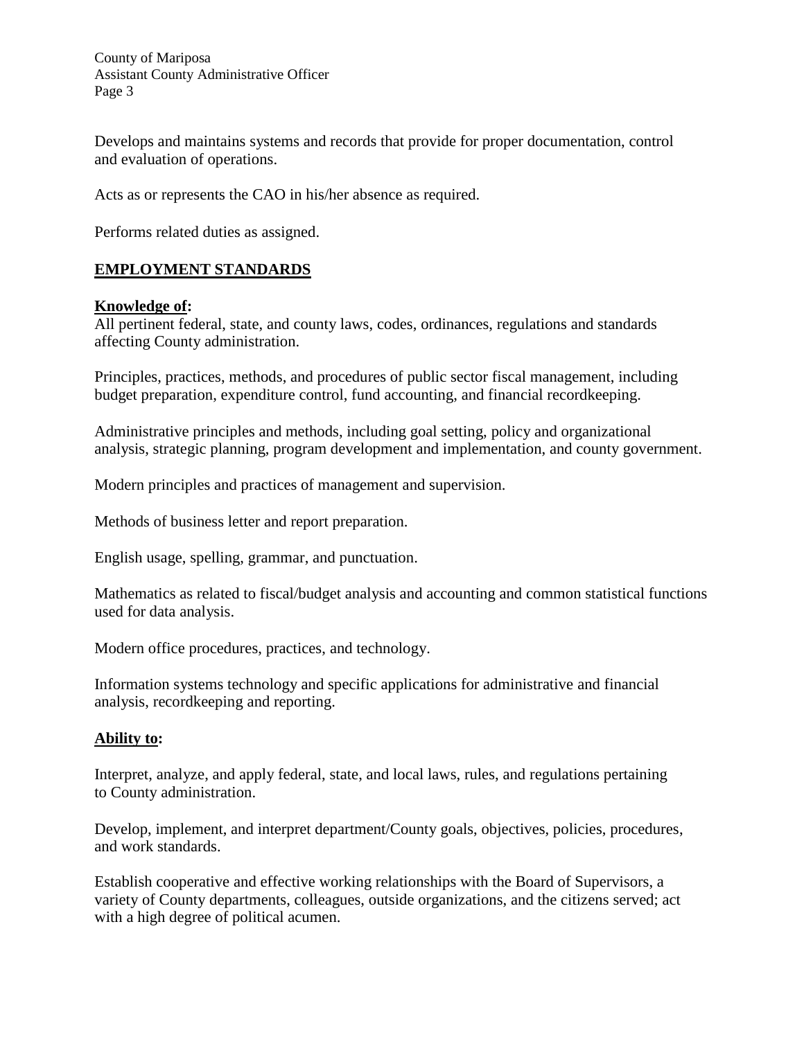Develops and maintains systems and records that provide for proper documentation, control and evaluation of operations.

Acts as or represents the CAO in his/her absence as required.

Performs related duties as assigned.

## EMPLOYMENT STANDARDS

**Knowledge of:**

All pertinent federal, state, and county laws, codes, ordinances, regulations and standards affecting County administration.

Principles, practices, methods, and procedures of public sector fiscal management, including budget preparation, expenditure control, fund accounting, and financial recordkeeping.

Administrative principles and methods, including goal setting, policy and organizational analysis, strategic planning, program development and implementation, and county government.

Modern principles and practices of management and supervision.

Methods of business letter and report preparation.

English usage, spelling, grammar, and punctuation.

Mathematics as related to fiscal/budget analysis and accounting and common statistical functions used for data analysis.

Modern office procedures, practices, and technology.

Information systems technology and specific applications for administrative and financial analysis, recordkeeping and reporting.

**Ability to:**

Interpret, analyze, and apply federal, state, and local laws, rules, and regulations pertaining to County administration.

Develop, implement, and interpret department/County goals, objectives, policies, procedures, and work standards.

Establish cooperative and effective working relationships with the Board of Supervisors, a variety of County departments, colleagues, outside organizations, and the citizens served; act with a high degree of political acumen.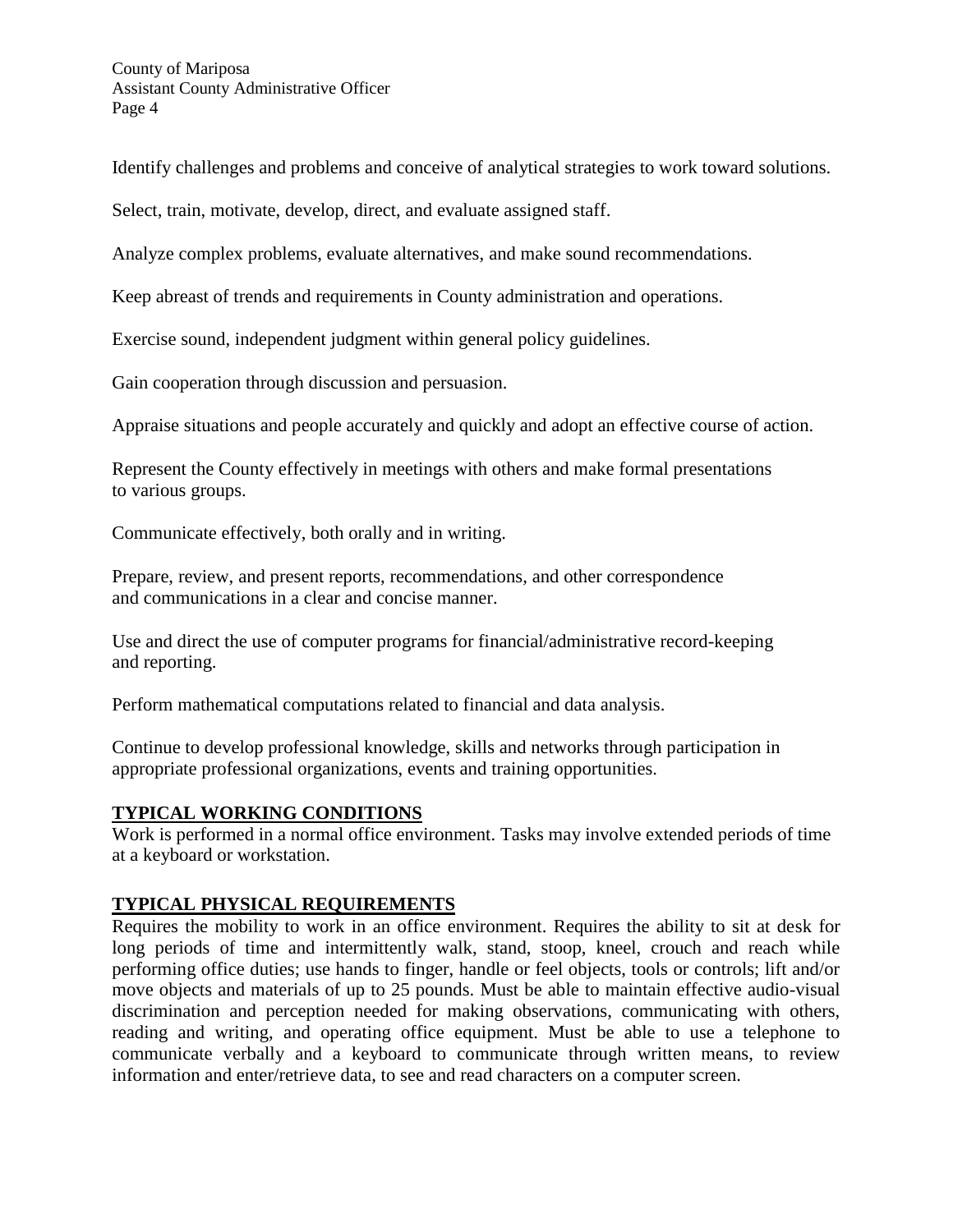Identify challenges and problems and conceive of analytical strategies to work toward solutions.

Select, train, motivate, develop, direct, and evaluate assigned staff.

Analyze complex problems, evaluate alternatives, and make sound recommendations.

Keep abreast of trends and requirements in County administration and operations.

Exercise sound, independent judgment within general policy guidelines.

Gain cooperation through discussion and persuasion.

Appraise situations and people accurately and quickly and adopt an effective course of action.

Represent the County effectively in meetings with others and make formal presentations to various groups.

Communicate effectively, both orally and in writing.

Prepare, review, and present reports, recommendations, and other correspondence and communications in a clear and concise manner.

Use and direct the use of computer programs for financial/administrative record-keeping and reporting.

Perform mathematical computations related to financial and data analysis.

Continue to develop professional knowledge, skills and networks through participation in appropriate professional organizations, events and training opportunities.

## TYPICAL WORKING CONDITIONS

Work is performed in a normal office environment. Tasks may involve extended periods of time at a keyboard or workstation.

## TYPICAL PHYSICAL REQUIREMENTS

Requires the mobility to work in an office environment. Requires the ability to sit at desk for long periods of time and intermittently walk, stand, stoop, kneel, crouch and reach while performing office duties; use hands to finger, handle or feel objects, tools or controls; lift and/or move objects and materials of up to 25 pounds. Must be able to maintain effective audio-visual discrimination and perception needed for making observations, communicating with others, reading and writing, and operating office equipment. Must be able to use a telephone to communicate verbally and a keyboard to communicate through written means, to review information and enter/retrieve data, to see and read characters on a computer screen.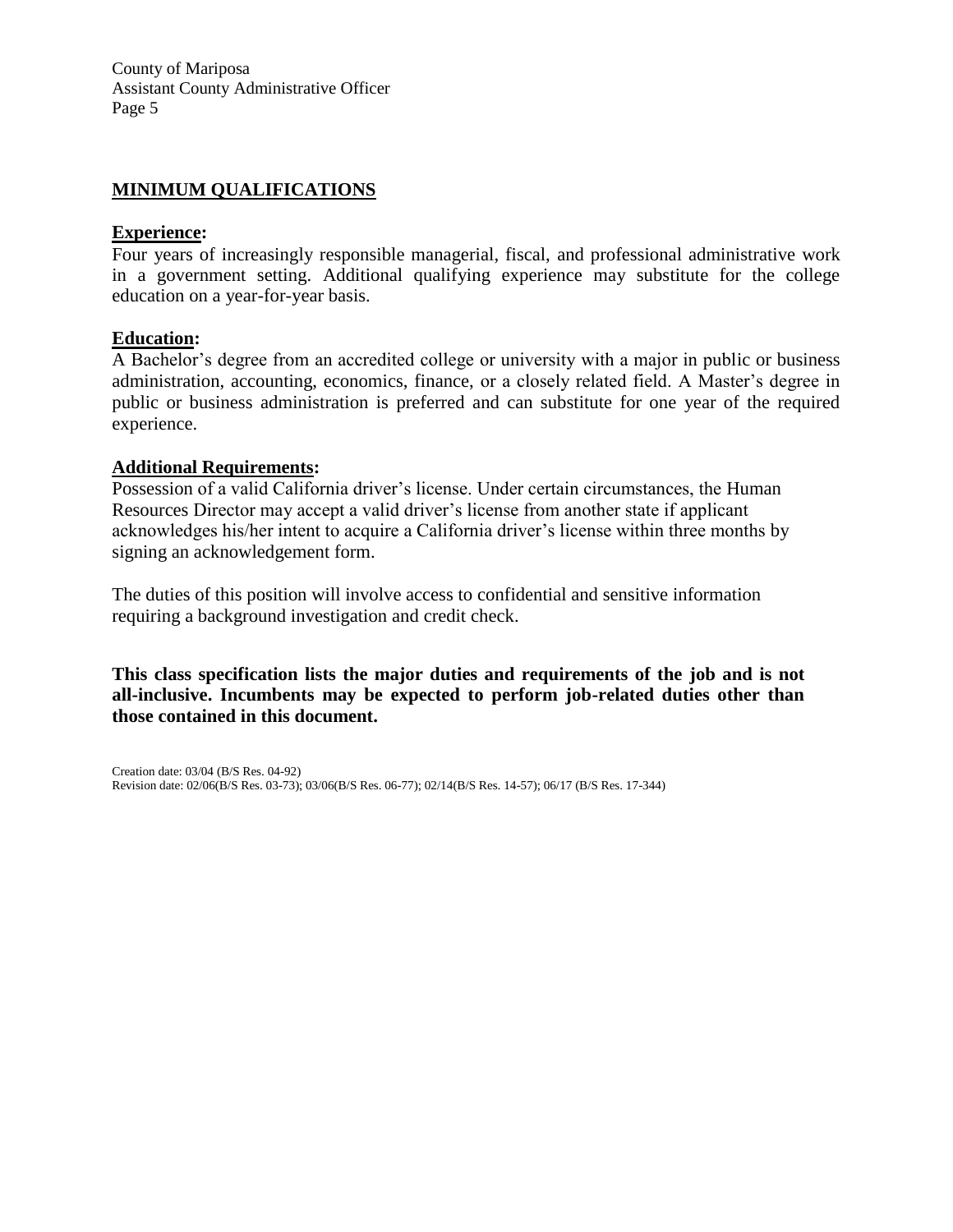## MINIMUM QUALIFICATIONS

### Experience:

Four years of increasingly responsible managerial, fiscal, and professional administrative work in a government setting. Additional qualifying experience may substitute for the college education on a year-for-year basis.

### Education:

A Bachelor's degree from an accredited college or university with a major in public or business administration, accounting, economics, finance, or a closely related field. A Master's degree in public or business administration is preferred and can substitute for one year of the required experience.

### Additional Requirements:

Possession of a valid California driver's license. Under certain circumstances, the Human Resources Director may accept a valid driver's license from another state if applicant acknowledges his/her intent to acquire a California driver's license within three months by signing an acknowledgement form.

The duties of this position will involve access to confidential and sensitive information requiring a background investigation and credit check.

**This class specification lists the major duties and requirements of the job and is not all-inclusive. Incumbents may be expected to perform job-related duties other than those contained in this document.**

Creation date: 03/04 (B/S Res. 04-92)
Revision date: 02/06(B/S Res. 03-73); 03/06(B/S Res. 06-77); 02/14(B/S Res. 14-57); 06/17 (B/S Res. 17-344)